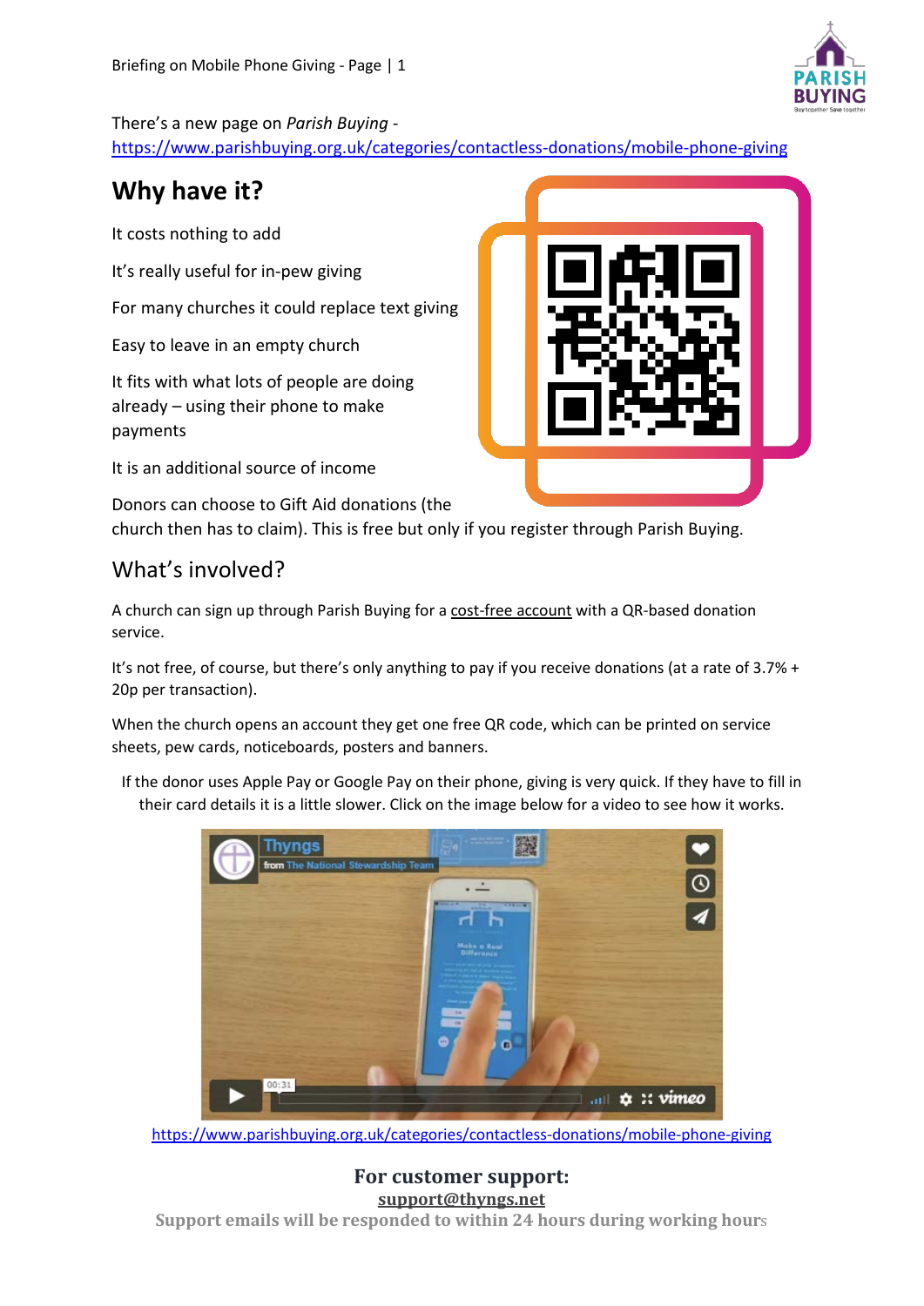There's a new page on *Parish Buying* - [https://www.parishbuying.org.uk/categories/contactless-donations/mobile-phone-giving](https://www.parishbuying.org.uk/categories/contactless-donations/mobile-phone-giving)

# Why have it?

It costs nothing to add

It's really useful for in-pew giving

For many churches it could replace text giving

Easy to leave in an empty church

It fits with what lots of people are doing already – using their phone to make payments

It is an additional source of income

Donors can choose to Gift Aid donations (the church then has to claim). This is free but only if you register through Parish Buying.

## What's involved?

A church can sign up through Parish Buying for a cost-free account with a QR-based donation service.

It's not free, of course, but there's only anything to pay if you receive donations (at a rate of 3.7% + 20p per transaction).

When the church opens an account they get one free QR code, which can be printed on service sheets, pew cards, noticeboards, posters and banners.

If the donor uses Apple Pay or Google Pay on their phone, giving is very quick. If they have to fill in their card details it is a little slower. Click on the image below for a video to see how it works.

[https://www.parishbuying.org.uk/categories/contactless-donations/mobile-phone-giving](https://www.parishbuying.org.uk/categories/contactless-donations/mobile-phone-giving)

**For customer support:**

**support@thyngs.net**

**Support emails will be responded to within 24 hours during working hours**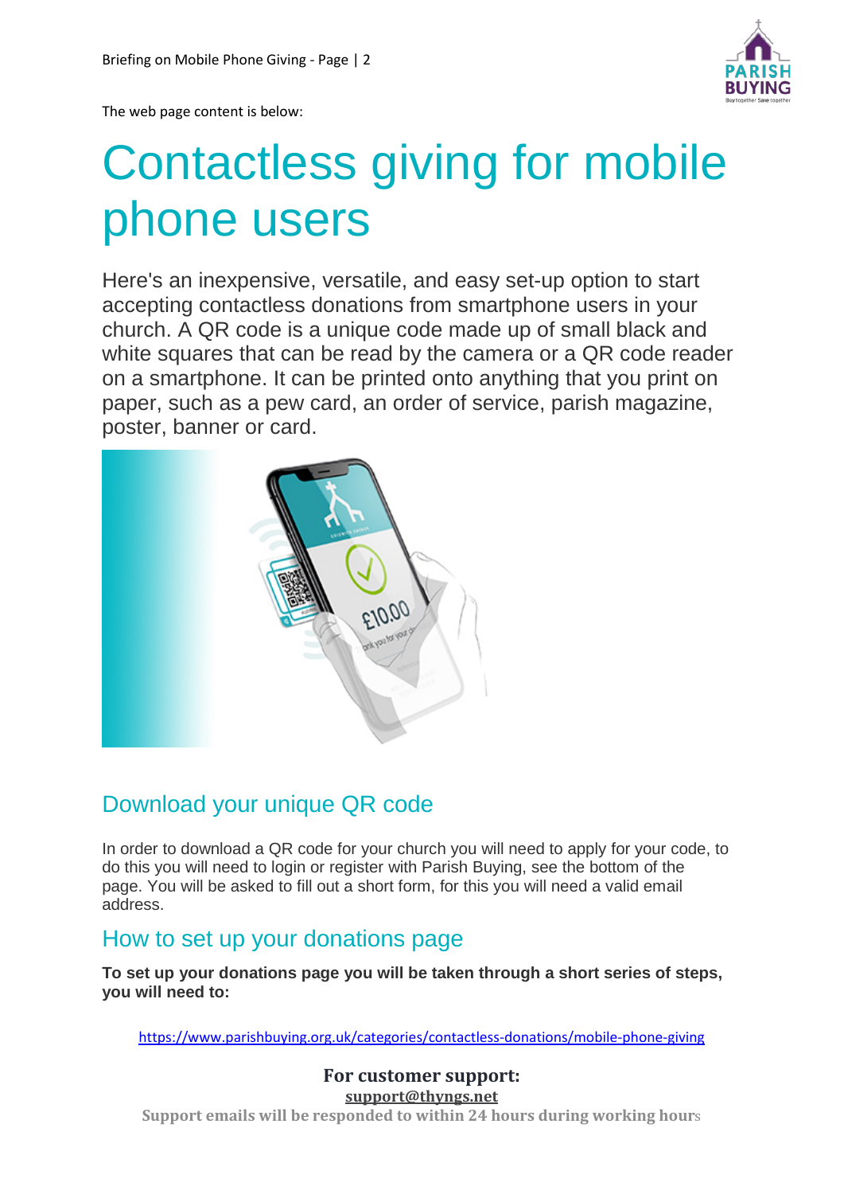The web page content is below:

# Contactless giving for mobile phone users

Here's an inexpensive, versatile, and easy set-up option to start accepting contactless donations from smartphone users in your church. A QR code is a unique code made up of small black and white squares that can be read by the camera or a QR code reader on a smartphone. It can be printed onto anything that you print on paper, such as a pew card, an order of service, parish magazine, poster, banner or card.

## Download your unique QR code

In order to download a QR code for your church you will need to apply for your code, to do this you will need to login or register with Parish Buying, see the bottom of the page. You will be asked to fill out a short form, for this you will need a valid email address.

## How to set up your donations page

**To set up your donations page you will be taken through a short series of steps, you will need to:**

https://www.parishbuying.org.uk/categories/contactless-donations/mobile-phone-giving

**For customer support:**
**support@thyngs.net**
**Support emails will be responded to within 24 hours during working hours**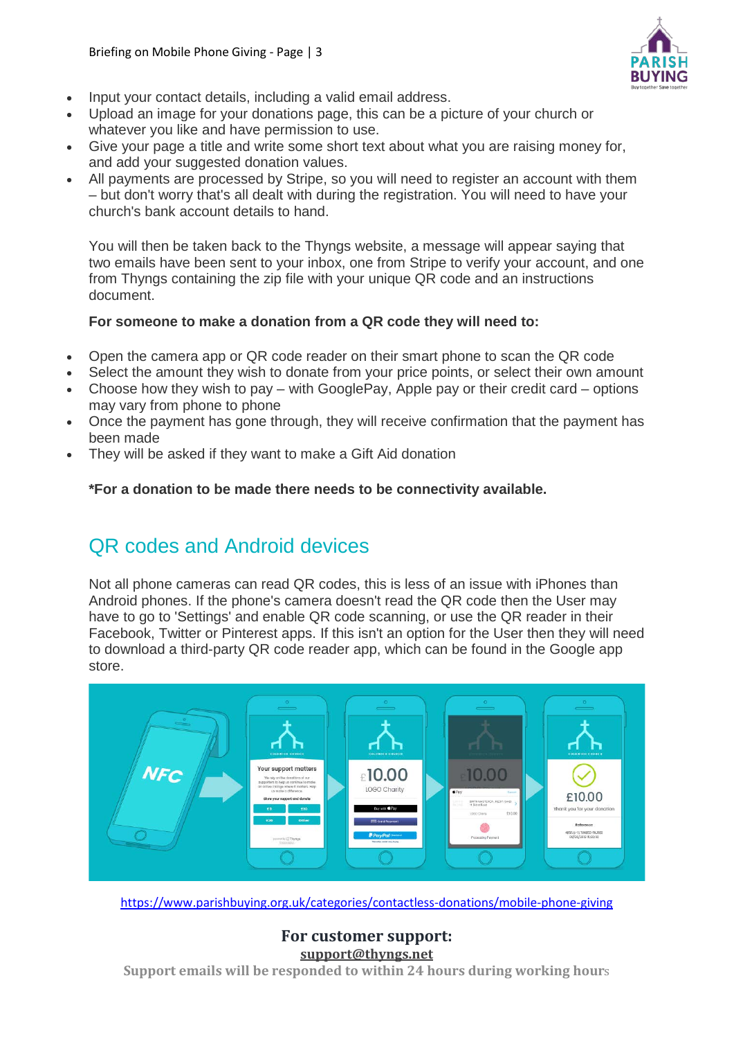- Input your contact details, including a valid email address.
- Upload an image for your donations page, this can be a picture of your church or whatever you like and have permission to use.
- Give your page a title and write some short text about what you are raising money for, and add your suggested donation values.
- All payments are processed by Stripe, so you will need to register an account with them – but don't worry that's all dealt with during the registration. You will need to have your church's bank account details to hand.

You will then be taken back to the Thyngs website, a message will appear saying that two emails have been sent to your inbox, one from Stripe to verify your account, and one from Thyngs containing the zip file with your unique QR code and an instructions document.

**For someone to make a donation from a QR code they will need to:**

- Open the camera app or QR code reader on their smart phone to scan the QR code
- Select the amount they wish to donate from your price points, or select their own amount
- Choose how they wish to pay – with GooglePay, Apple pay or their credit card – options may vary from phone to phone
- Once the payment has gone through, they will receive confirmation that the payment has been made
- They will be asked if they want to make a Gift Aid donation

**\*For a donation to be made there needs to be connectivity available.**

## QR codes and Android devices

Not all phone cameras can read QR codes, this is less of an issue with iPhones than Android phones. If the phone's camera doesn't read the QR code then the User may have to go to 'Settings' and enable QR code scanning, or use the QR reader in their Facebook, Twitter or Pinterest apps. If this isn't an option for the User then they will need to download a third-party QR code reader app, which can be found in the Google app store.

https://www.parishbuying.org.uk/categories/contactless-donations/mobile-phone-giving

**For customer support:**

**support@thyngs.net**

**Support emails will be responded to within 24 hours during working hours**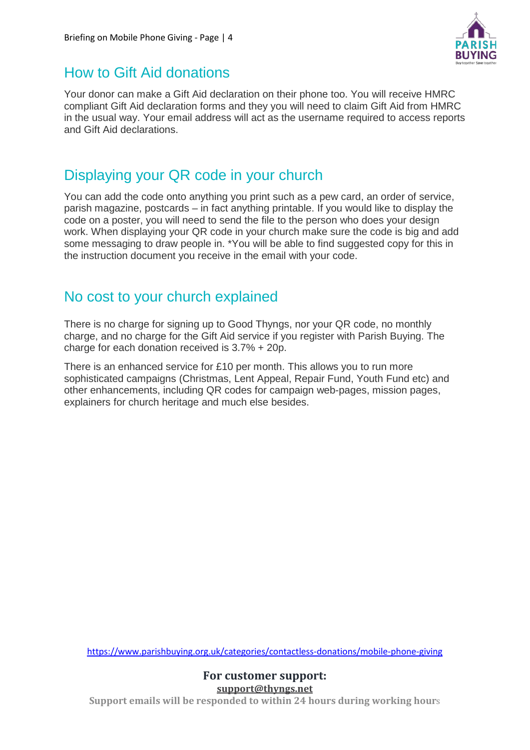## How to Gift Aid donations

Your donor can make a Gift Aid declaration on their phone too. You will receive HMRC compliant Gift Aid declaration forms and they you will need to claim Gift Aid from HMRC in the usual way. Your email address will act as the username required to access reports and Gift Aid declarations.

## Displaying your QR code in your church

You can add the code onto anything you print such as a pew card, an order of service, parish magazine, postcards – in fact anything printable. If you would like to display the code on a poster, you will need to send the file to the person who does your design work. When displaying your QR code in your church make sure the code is big and add some messaging to draw people in. *You will be able to find suggested copy for this in the instruction document you receive in the email with your code.

## No cost to your church explained

There is no charge for signing up to Good Thyngs, nor your QR code, no monthly charge, and no charge for the Gift Aid service if you register with Parish Buying. The charge for each donation received is 3.7% + 20p.

There is an enhanced service for £10 per month. This allows you to run more sophisticated campaigns (Christmas, Lent Appeal, Repair Fund, Youth Fund etc) and other enhancements, including QR codes for campaign web-pages, mission pages, explainers for church heritage and much else besides.

https://www.parishbuying.org.uk/categories/contactless-donations/mobile-phone-giving

**For customer support:**

**support@thyngs.net**

**Support emails will be responded to within 24 hours during working hours**